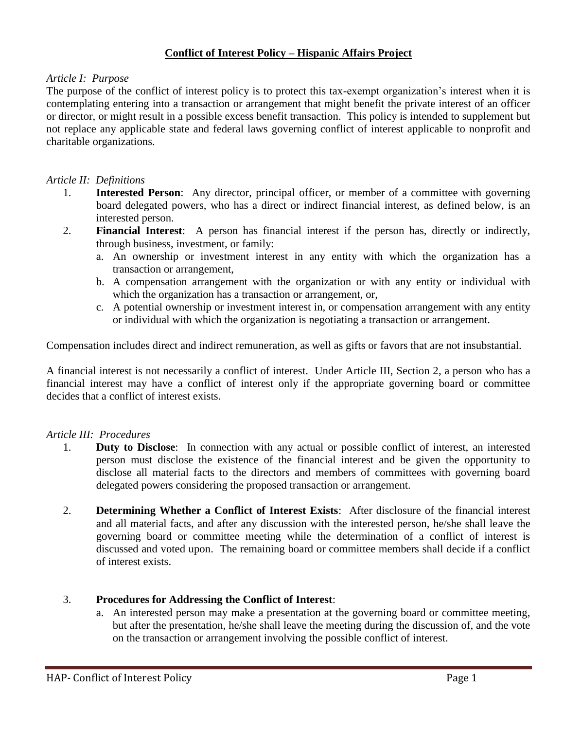# Conflict of Interest Policy – Hispanic Affairs Project

*Article I: Purpose*

The purpose of the conflict of interest policy is to protect this tax-exempt organization's interest when it is contemplating entering into a transaction or arrangement that might benefit the private interest of an officer or director, or might result in a possible excess benefit transaction. This policy is intended to supplement but not replace any applicable state and federal laws governing conflict of interest applicable to nonprofit and charitable organizations.

*Article II: Definitions*

1. **Interested Person**: Any director, principal officer, or member of a committee with governing board delegated powers, who has a direct or indirect financial interest, as defined below, is an interested person.
2. **Financial Interest**: A person has financial interest if the person has, directly or indirectly, through business, investment, or family:
   a. An ownership or investment interest in any entity with which the organization has a transaction or arrangement,
   b. A compensation arrangement with the organization or with any entity or individual with which the organization has a transaction or arrangement, or,
   c. A potential ownership or investment interest in, or compensation arrangement with any entity or individual with which the organization is negotiating a transaction or arrangement.

Compensation includes direct and indirect remuneration, as well as gifts or favors that are not insubstantial.

A financial interest is not necessarily a conflict of interest. Under Article III, Section 2, a person who has a financial interest may have a conflict of interest only if the appropriate governing board or committee decides that a conflict of interest exists.

*Article III: Procedures*

1. **Duty to Disclose**: In connection with any actual or possible conflict of interest, an interested person must disclose the existence of the financial interest and be given the opportunity to disclose all material facts to the directors and members of committees with governing board delegated powers considering the proposed transaction or arrangement.

2. **Determining Whether a Conflict of Interest Exists**: After disclosure of the financial interest and all material facts, and after any discussion with the interested person, he/she shall leave the governing board or committee meeting while the determination of a conflict of interest is discussed and voted upon. The remaining board or committee members shall decide if a conflict of interest exists.

3. **Procedures for Addressing the Conflict of Interest**:
   a. An interested person may make a presentation at the governing board or committee meeting, but after the presentation, he/she shall leave the meeting during the discussion of, and the vote on the transaction or arrangement involving the possible conflict of interest.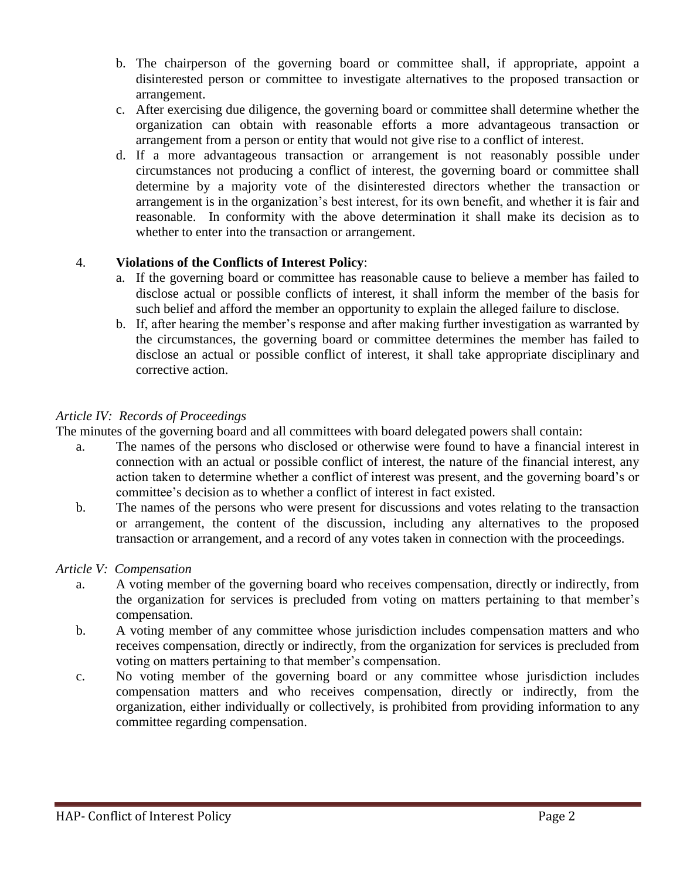b. The chairperson of the governing board or committee shall, if appropriate, appoint a disinterested person or committee to investigate alternatives to the proposed transaction or arrangement.

c. After exercising due diligence, the governing board or committee shall determine whether the organization can obtain with reasonable efforts a more advantageous transaction or arrangement from a person or entity that would not give rise to a conflict of interest.

d. If a more advantageous transaction or arrangement is not reasonably possible under circumstances not producing a conflict of interest, the governing board or committee shall determine by a majority vote of the disinterested directors whether the transaction or arrangement is in the organization's best interest, for its own benefit, and whether it is fair and reasonable. In conformity with the above determination it shall make its decision as to whether to enter into the transaction or arrangement.

4. **Violations of the Conflicts of Interest Policy**:

a. If the governing board or committee has reasonable cause to believe a member has failed to disclose actual or possible conflicts of interest, it shall inform the member of the basis for such belief and afford the member an opportunity to explain the alleged failure to disclose.

b. If, after hearing the member's response and after making further investigation as warranted by the circumstances, the governing board or committee determines the member has failed to disclose an actual or possible conflict of interest, it shall take appropriate disciplinary and corrective action.

*Article IV: Records of Proceedings*

The minutes of the governing board and all committees with board delegated powers shall contain:

a. The names of the persons who disclosed or otherwise were found to have a financial interest in connection with an actual or possible conflict of interest, the nature of the financial interest, any action taken to determine whether a conflict of interest was present, and the governing board's or committee's decision as to whether a conflict of interest in fact existed.

b. The names of the persons who were present for discussions and votes relating to the transaction or arrangement, the content of the discussion, including any alternatives to the proposed transaction or arrangement, and a record of any votes taken in connection with the proceedings.

*Article V: Compensation*

a. A voting member of the governing board who receives compensation, directly or indirectly, from the organization for services is precluded from voting on matters pertaining to that member's compensation.

b. A voting member of any committee whose jurisdiction includes compensation matters and who receives compensation, directly or indirectly, from the organization for services is precluded from voting on matters pertaining to that member's compensation.

c. No voting member of the governing board or any committee whose jurisdiction includes compensation matters and who receives compensation, directly or indirectly, from the organization, either individually or collectively, is prohibited from providing information to any committee regarding compensation.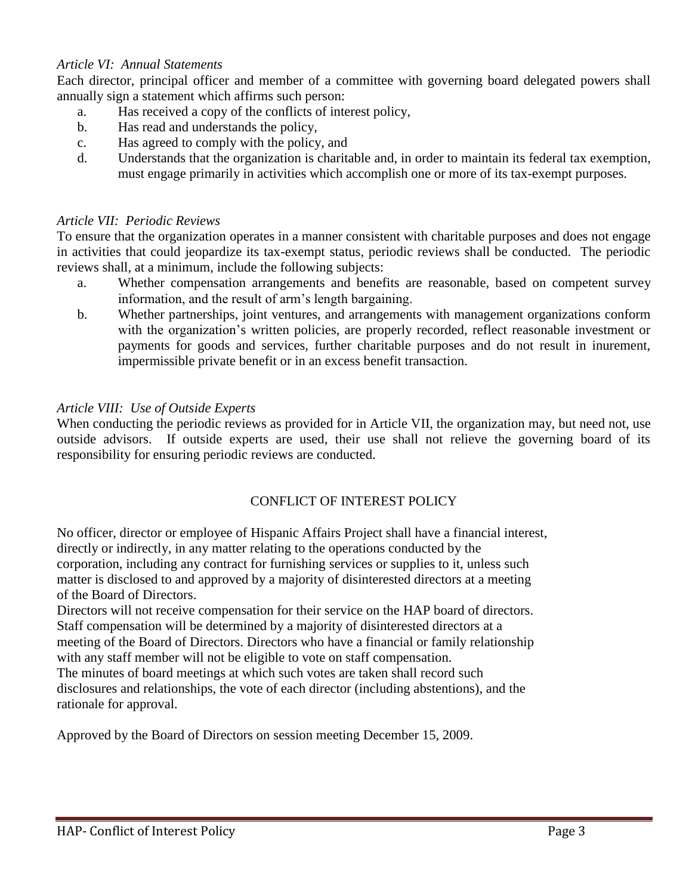*Article VI: Annual Statements*

Each director, principal officer and member of a committee with governing board delegated powers shall annually sign a statement which affirms such person:

a. Has received a copy of the conflicts of interest policy,
b. Has read and understands the policy,
c. Has agreed to comply with the policy, and
d. Understands that the organization is charitable and, in order to maintain its federal tax exemption, must engage primarily in activities which accomplish one or more of its tax-exempt purposes.

*Article VII: Periodic Reviews*

To ensure that the organization operates in a manner consistent with charitable purposes and does not engage in activities that could jeopardize its tax-exempt status, periodic reviews shall be conducted. The periodic reviews shall, at a minimum, include the following subjects:

a. Whether compensation arrangements and benefits are reasonable, based on competent survey information, and the result of arm's length bargaining.
b. Whether partnerships, joint ventures, and arrangements with management organizations conform with the organization's written policies, are properly recorded, reflect reasonable investment or payments for goods and services, further charitable purposes and do not result in inurement, impermissible private benefit or in an excess benefit transaction.

*Article VIII: Use of Outside Experts*

When conducting the periodic reviews as provided for in Article VII, the organization may, but need not, use outside advisors. If outside experts are used, their use shall not relieve the governing board of its responsibility for ensuring periodic reviews are conducted.

## CONFLICT OF INTEREST POLICY

No officer, director or employee of Hispanic Affairs Project shall have a financial interest, directly or indirectly, in any matter relating to the operations conducted by the corporation, including any contract for furnishing services or supplies to it, unless such matter is disclosed to and approved by a majority of disinterested directors at a meeting of the Board of Directors.

Directors will not receive compensation for their service on the HAP board of directors. Staff compensation will be determined by a majority of disinterested directors at a meeting of the Board of Directors. Directors who have a financial or family relationship with any staff member will not be eligible to vote on staff compensation.

The minutes of board meetings at which such votes are taken shall record such disclosures and relationships, the vote of each director (including abstentions), and the rationale for approval.

Approved by the Board of Directors on session meeting December 15, 2009.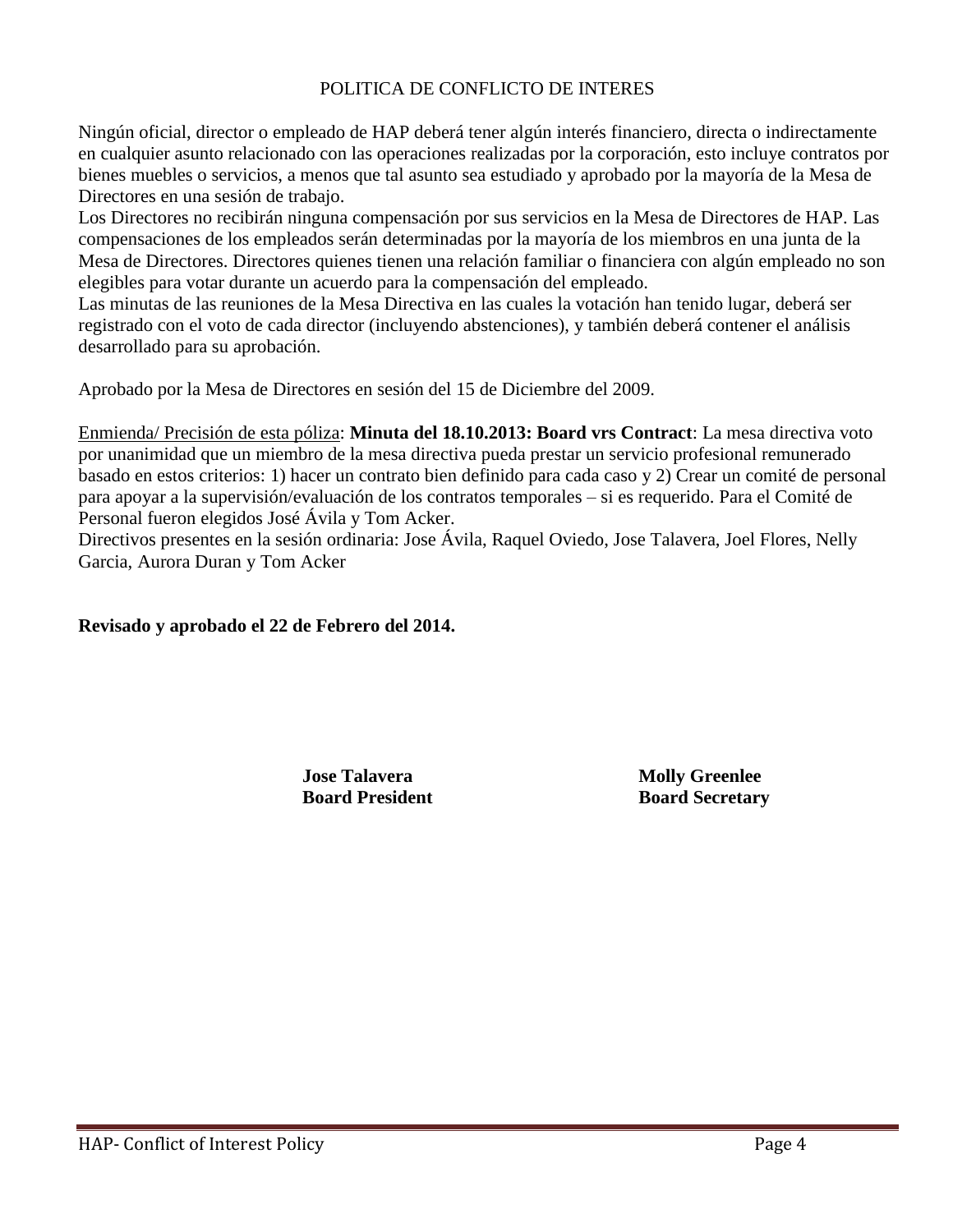# POLITICA DE CONFLICTO DE INTERES

Ningún oficial, director o empleado de HAP deberá tener algún interés financiero, directa o indirectamente en cualquier asunto relacionado con las operaciones realizadas por la corporación, esto incluye contratos por bienes muebles o servicios, a menos que tal asunto sea estudiado y aprobado por la mayoría de la Mesa de Directores en una sesión de trabajo.

Los Directores no recibirán ninguna compensación por sus servicios en la Mesa de Directores de HAP. Las compensaciones de los empleados serán determinadas por la mayoría de los miembros en una junta de la Mesa de Directores. Directores quienes tienen una relación familiar o financiera con algún empleado no son elegibles para votar durante un acuerdo para la compensación del empleado.

Las minutas de las reuniones de la Mesa Directiva en las cuales la votación han tenido lugar, deberá ser registrado con el voto de cada director (incluyendo abstenciones), y también deberá contener el análisis desarrollado para su aprobación.

Aprobado por la Mesa de Directores en sesión del 15 de Diciembre del 2009.

<u>Enmienda/ Precisión de esta póliza</u>: **Minuta del 18.10.2013: Board vrs Contract**: La mesa directiva voto por unanimidad que un miembro de la mesa directiva pueda prestar un servicio profesional remunerado basado en estos criterios: 1) hacer un contrato bien definido para cada caso y 2) Crear un comité de personal para apoyar a la supervisión/evaluación de los contratos temporales – si es requerido. Para el Comité de Personal fueron elegidos José Ávila y Tom Acker.

Directivos presentes en la sesión ordinaria: Jose Ávila, Raquel Oviedo, Jose Talavera, Joel Flores, Nelly Garcia, Aurora Duran y Tom Acker

**Revisado y aprobado el 22 de Febrero del 2014.**

**Jose Talavera**
**Board President**

**Molly Greenlee**
**Board Secretary**